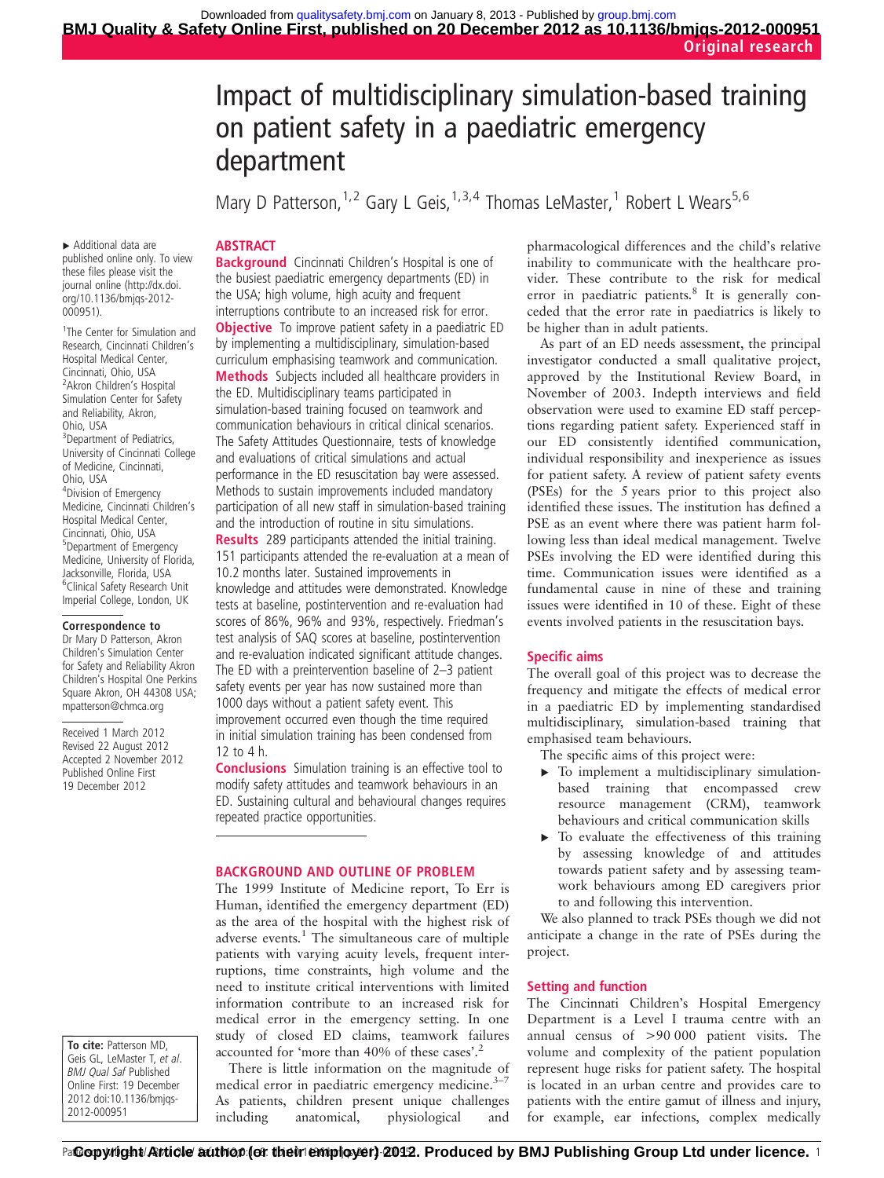Original research

# Impact of multidisciplinary simulation-based training on patient safety in a paediatric emergency department

Mary D Patterson,[1,2] Gary L Geis,[1,3,4] Thomas LeMaster,[1] Robert L Wears[5,6]

▸ Additional data are published online only. To view these files please visit the journal online (http://dx.doi.org/10.1136/bmjqs-2012-000951).

[1]The Center for Simulation and Research, Cincinnati Children's Hospital Medical Center, Cincinnati, Ohio, USA
[2]Akron Children's Hospital Simulation Center for Safety and Reliability, Akron, Ohio, USA
[3]Department of Pediatrics, University of Cincinnati College of Medicine, Cincinnati, Ohio, USA
[4]Division of Emergency Medicine, Cincinnati Children's Hospital Medical Center, Cincinnati, Ohio, USA
[5]Department of Emergency Medicine, University of Florida, Jacksonville, Florida, USA
[6]Clinical Safety Research Unit Imperial College, London, UK

**Correspondence to**
Dr Mary D Patterson, Akron Children's Simulation Center for Safety and Reliability Akron Children's Hospital One Perkins Square Akron, OH 44308 USA; mpatterson@chmca.org

Received 1 March 2012
Revised 22 August 2012
Accepted 2 November 2012
Published Online First 19 December 2012

**To cite:** Patterson MD, Geis GL, LeMaster T, *et al*. *BMJ Qual Saf* Published Online First: 19 December 2012 doi:10.1136/bmjqs-2012-000951

## ABSTRACT

**Background** Cincinnati Children's Hospital is one of the busiest paediatric emergency departments (ED) in the USA; high volume, high acuity and frequent interruptions contribute to an increased risk for error.

**Objective** To improve patient safety in a paediatric ED by implementing a multidisciplinary, simulation-based curriculum emphasising teamwork and communication.

**Methods** Subjects included all healthcare providers in the ED. Multidisciplinary teams participated in simulation-based training focused on teamwork and communication behaviours in critical clinical scenarios. The Safety Attitudes Questionnaire, tests of knowledge and evaluations of critical simulations and actual performance in the ED resuscitation bay were assessed. Methods to sustain improvements included mandatory participation of all new staff in simulation-based training and the introduction of routine in situ simulations.

**Results** 289 participants attended the initial training. 151 participants attended the re-evaluation at a mean of 10.2 months later. Sustained improvements in knowledge and attitudes were demonstrated. Knowledge tests at baseline, postintervention and re-evaluation had scores of 86%, 96% and 93%, respectively. Friedman's test analysis of SAQ scores at baseline, postintervention and re-evaluation indicated significant attitude changes. The ED with a preintervention baseline of 2–3 patient safety events per year has now sustained more than 1000 days without a patient safety event. This improvement occurred even though the time required in initial simulation training has been condensed from 12 to 4 h.

**Conclusions** Simulation training is an effective tool to modify safety attitudes and teamwork behaviours in an ED. Sustaining cultural and behavioural changes requires repeated practice opportunities.

## BACKGROUND AND OUTLINE OF PROBLEM

The 1999 Institute of Medicine report, To Err is Human, identified the emergency department (ED) as the area of the hospital with the highest risk of adverse events.[1] The simultaneous care of multiple patients with varying acuity levels, frequent interruptions, time constraints, high volume and the need to institute critical interventions with limited information contribute to an increased risk for medical error in the emergency setting. In one study of closed ED claims, teamwork failures accounted for 'more than 40% of these cases'.[2]

There is little information on the magnitude of medical error in paediatric emergency medicine.[3–7] As patients, children present unique challenges including anatomical, physiological and pharmacological differences and the child's relative inability to communicate with the healthcare provider. These contribute to the risk for medical error in paediatric patients.[8] It is generally conceded that the error rate in paediatrics is likely to be higher than in adult patients.

As part of an ED needs assessment, the principal investigator conducted a small qualitative project, approved by the Institutional Review Board, in November of 2003. Indepth interviews and field observation were used to examine ED staff perceptions regarding patient safety. Experienced staff in our ED consistently identified communication, individual responsibility and inexperience as issues for patient safety. A review of patient safety events (PSEs) for the 5 years prior to this project also identified these issues. The institution has defined a PSE as an event where there was patient harm following less than ideal medical management. Twelve PSEs involving the ED were identified during this time. Communication issues were identified as a fundamental cause in nine of these and training issues were identified in 10 of these. Eight of these events involved patients in the resuscitation bays.

### Specific aims

The overall goal of this project was to decrease the frequency and mitigate the effects of medical error in a paediatric ED by implementing standardised multidisciplinary, simulation-based training that emphasised team behaviours.

The specific aims of this project were:

- To implement a multidisciplinary simulation-based training that encompassed crew resource management (CRM), teamwork behaviours and critical communication skills
- To evaluate the effectiveness of this training by assessing knowledge of and attitudes towards patient safety and by assessing teamwork behaviours among ED caregivers prior to and following this intervention.

We also planned to track PSEs though we did not anticipate a change in the rate of PSEs during the project.

### Setting and function

The Cincinnati Children's Hospital Emergency Department is a Level I trauma centre with an annual census of >90 000 patient visits. The volume and complexity of the patient population represent huge risks for patient safety. The hospital is located in an urban centre and provides care to patients with the entire gamut of illness and injury, for example, ear infections, complex medically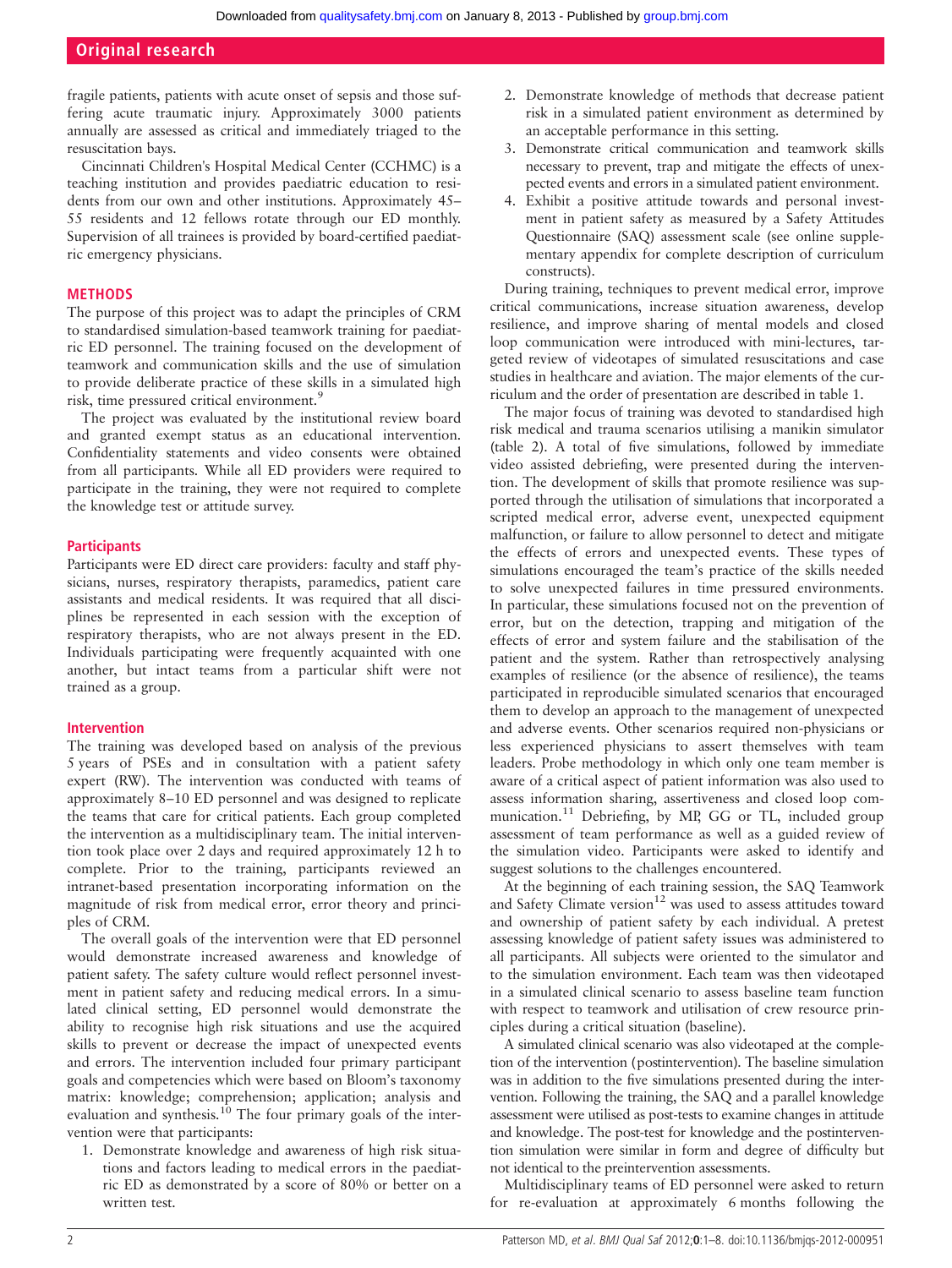fragile patients, patients with acute onset of sepsis and those suffering acute traumatic injury. Approximately 3000 patients annually are assessed as critical and immediately triaged to the resuscitation bays.

Cincinnati Children's Hospital Medical Center (CCHMC) is a teaching institution and provides paediatric education to residents from our own and other institutions. Approximately 45–55 residents and 12 fellows rotate through our ED monthly. Supervision of all trainees is provided by board-certified paediatric emergency physicians.

## METHODS

The purpose of this project was to adapt the principles of CRM to standardised simulation-based teamwork training for paediatric ED personnel. The training focused on the development of teamwork and communication skills and the use of simulation to provide deliberate practice of these skills in a simulated high risk, time pressured critical environment.[9]

The project was evaluated by the institutional review board and granted exempt status as an educational intervention. Confidentiality statements and video consents were obtained from all participants. While all ED providers were required to participate in the training, they were not required to complete the knowledge test or attitude survey.

### Participants

Participants were ED direct care providers: faculty and staff physicians, nurses, respiratory therapists, paramedics, patient care assistants and medical residents. It was required that all disciplines be represented in each session with the exception of respiratory therapists, who are not always present in the ED. Individuals participating were frequently acquainted with one another, but intact teams from a particular shift were not trained as a group.

### Intervention

The training was developed based on analysis of the previous 5 years of PSEs and in consultation with a patient safety expert (RW). The intervention was conducted with teams of approximately 8–10 ED personnel and was designed to replicate the teams that care for critical patients. Each group completed the intervention as a multidisciplinary team. The initial intervention took place over 2 days and required approximately 12 h to complete. Prior to the training, participants reviewed an intranet-based presentation incorporating information on the magnitude of risk from medical error, error theory and principles of CRM.

The overall goals of the intervention were that ED personnel would demonstrate increased awareness and knowledge of patient safety. The safety culture would reflect personnel investment in patient safety and reducing medical errors. In a simulated clinical setting, ED personnel would demonstrate the ability to recognise high risk situations and use the acquired skills to prevent or decrease the impact of unexpected events and errors. The intervention included four primary participant goals and competencies which were based on Bloom's taxonomy matrix: knowledge; comprehension; application; analysis and evaluation and synthesis.[10] The four primary goals of the intervention were that participants:

1. Demonstrate knowledge and awareness of high risk situations and factors leading to medical errors in the paediatric ED as demonstrated by a score of 80% or better on a written test.
2. Demonstrate knowledge of methods that decrease patient risk in a simulated patient environment as determined by an acceptable performance in this setting.
3. Demonstrate critical communication and teamwork skills necessary to prevent, trap and mitigate the effects of unexpected events and errors in a simulated patient environment.
4. Exhibit a positive attitude towards and personal investment in patient safety as measured by a Safety Attitudes Questionnaire (SAQ) assessment scale (see online supplementary appendix for complete description of curriculum constructs).

During training, techniques to prevent medical error, improve critical communications, increase situation awareness, develop resilience, and improve sharing of mental models and closed loop communication were introduced with mini-lectures, targeted review of videotapes of simulated resuscitations and case studies in healthcare and aviation. The major elements of the curriculum and the order of presentation are described in table 1.

The major focus of training was devoted to standardised high risk medical and trauma scenarios utilising a manikin simulator (table 2). A total of five simulations, followed by immediate video assisted debriefing, were presented during the intervention. The development of skills that promote resilience was supported through the utilisation of simulations that incorporated a scripted medical error, adverse event, unexpected equipment malfunction, or failure to allow personnel to detect and mitigate the effects of errors and unexpected events. These types of simulations encouraged the team's practice of the skills needed to solve unexpected failures in time pressured environments. In particular, these simulations focused not on the prevention of error, but on the detection, trapping and mitigation of the effects of error and system failure and the stabilisation of the patient and the system. Rather than retrospectively analysing examples of resilience (or the absence of resilience), the teams participated in reproducible simulated scenarios that encouraged them to develop an approach to the management of unexpected and adverse events. Other scenarios required non-physicians or less experienced physicians to assert themselves with team leaders. Probe methodology in which only one team member is aware of a critical aspect of patient information was also used to assess information sharing, assertiveness and closed loop communication.[11] Debriefing, by MP, GG or TL, included group assessment of team performance as well as a guided review of the simulation video. Participants were asked to identify and suggest solutions to the challenges encountered.

At the beginning of each training session, the SAQ Teamwork and Safety Climate version[12] was used to assess attitudes toward and ownership of patient safety by each individual. A pretest assessing knowledge of patient safety issues was administered to all participants. All subjects were oriented to the simulator and to the simulation environment. Each team was then videotaped in a simulated clinical scenario to assess baseline team function with respect to teamwork and utilisation of crew resource principles during a critical situation (baseline).

A simulated clinical scenario was also videotaped at the completion of the intervention (postintervention). The baseline simulation was in addition to the five simulations presented during the intervention. Following the training, the SAQ and a parallel knowledge assessment were utilised as post-tests to examine changes in attitude and knowledge. The post-test for knowledge and the postintervention simulation were similar in form and degree of difficulty but not identical to the preintervention assessments.

Multidisciplinary teams of ED personnel were asked to return for re-evaluation at approximately 6 months following the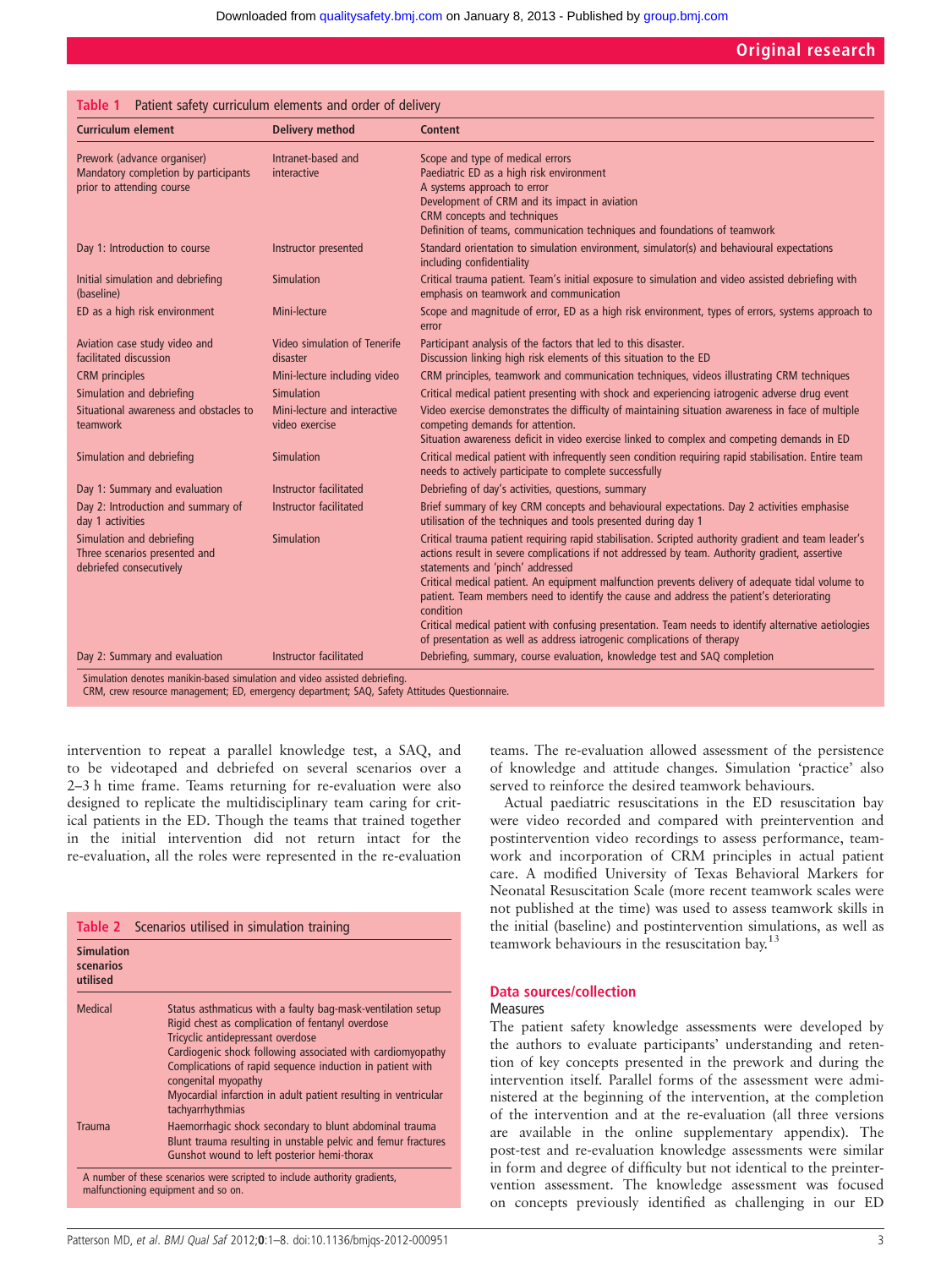Table 1 Patient safety curriculum elements and order of delivery

| Curriculum element | Delivery method | Content |
|---|---|---|
| Prework (advance organiser) Mandatory completion by participants prior to attending course | Intranet-based and interactive | Scope and type of medical errors<br>Paediatric ED as a high risk environment<br>A systems approach to error<br>Development of CRM and its impact in aviation<br>CRM concepts and techniques<br>Definition of teams, communication techniques and foundations of teamwork |
| Day 1: Introduction to course | Instructor presented | Standard orientation to simulation environment, simulator(s) and behavioural expectations including confidentiality |
| Initial simulation and debriefing (baseline) | Simulation | Critical trauma patient. Team's initial exposure to simulation and video assisted debriefing with emphasis on teamwork and communication |
| ED as a high risk environment | Mini-lecture | Scope and magnitude of error, ED as a high risk environment, types of errors, systems approach to error |
| Aviation case study video and facilitated discussion | Video simulation of Tenerife disaster | Participant analysis of the factors that led to this disaster.<br>Discussion linking high risk elements of this situation to the ED |
| CRM principles | Mini-lecture including video | CRM principles, teamwork and communication techniques, videos illustrating CRM techniques |
| Simulation and debriefing | Simulation | Critical medical patient presenting with shock and experiencing iatrogenic adverse drug event |
| Situational awareness and obstacles to teamwork | Mini-lecture and interactive video exercise | Video exercise demonstrates the difficulty of maintaining situation awareness in face of multiple competing demands for attention.<br>Situation awareness deficit in video exercise linked to complex and competing demands in ED |
| Simulation and debriefing | Simulation | Critical medical patient with infrequently seen condition requiring rapid stabilisation. Entire team needs to actively participate to complete successfully |
| Day 1: Summary and evaluation | Instructor facilitated | Debriefing of day's activities, questions, summary |
| Day 2: Introduction and summary of day 1 activities | Instructor facilitated | Brief summary of key CRM concepts and behavioural expectations. Day 2 activities emphasise utilisation of the techniques and tools presented during day 1 |
| Simulation and debriefing Three scenarios presented and debriefed consecutively | Simulation | Critical trauma patient requiring rapid stabilisation. Scripted authority gradient and team leader's actions result in severe complications if not addressed by team. Authority gradient, assertive statements and 'pinch' addressed<br>Critical medical patient. An equipment malfunction prevents delivery of adequate tidal volume to patient. Team members need to identify the cause and address the patient's deteriorating condition<br>Critical medical patient with confusing presentation. Team needs to identify alternative aetiologies of presentation as well as address iatrogenic complications of therapy |
| Day 2: Summary and evaluation | Instructor facilitated | Debriefing, summary, course evaluation, knowledge test and SAQ completion |

Simulation denotes manikin-based simulation and video assisted debriefing.
CRM, crew resource management; ED, emergency department; SAQ, Safety Attitudes Questionnaire.

intervention to repeat a parallel knowledge test, a SAQ, and to be videotaped and debriefed on several scenarios over a 2–3 h time frame. Teams returning for re-evaluation were also designed to replicate the multidisciplinary team caring for critical patients in the ED. Though the teams that trained together in the initial intervention did not return intact for the re-evaluation, all the roles were represented in the re-evaluation teams. The re-evaluation allowed assessment of the persistence of knowledge and attitude changes. Simulation 'practice' also served to reinforce the desired teamwork behaviours.

Table 2 Scenarios utilised in simulation training

| Simulation scenarios utilised | |
|---|---|
| Medical | Status asthmaticus with a faulty bag-mask-ventilation setup<br>Rigid chest as complication of fentanyl overdose<br>Tricyclic antidepressant overdose<br>Cardiogenic shock following associated with cardiomyopathy<br>Complications of rapid sequence induction in patient with congenital myopathy<br>Myocardial infarction in adult patient resulting in ventricular tachyarrhythmias |
| Trauma | Haemorrhagic shock secondary to blunt abdominal trauma<br>Blunt trauma resulting in unstable pelvic and femur fractures<br>Gunshot wound to left posterior hemi-thorax |

A number of these scenarios were scripted to include authority gradients, malfunctioning equipment and so on.

Actual paediatric resuscitations in the ED resuscitation bay were video recorded and compared with preintervention and postintervention video recordings to assess performance, teamwork and incorporation of CRM principles in actual patient care. A modified University of Texas Behavioral Markers for Neonatal Resuscitation Scale (more recent teamwork scales were not published at the time) was used to assess teamwork skills in the initial (baseline) and postintervention simulations, as well as teamwork behaviours in the resuscitation bay.[13]

## Data sources/collection

### Measures

The patient safety knowledge assessments were developed by the authors to evaluate participants' understanding and retention of key concepts presented in the prework and during the intervention itself. Parallel forms of the assessment were administered at the beginning of the intervention, at the completion of the intervention and at the re-evaluation (all three versions are available in the online supplementary appendix). The post-test and re-evaluation knowledge assessments were similar in form and degree of difficulty but not identical to the preintervention assessment. The knowledge assessment was focused on concepts previously identified as challenging in our ED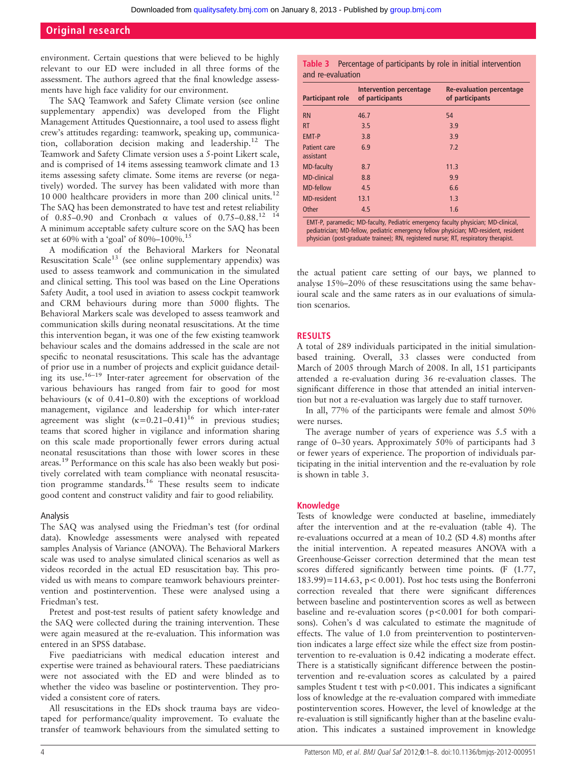environment. Certain questions that were believed to be highly relevant to our ED were included in all three forms of the assessment. The authors agreed that the final knowledge assessments have high face validity for our environment.

The SAQ Teamwork and Safety Climate version (see online supplementary appendix) was developed from the Flight Management Attitudes Questionnaire, a tool used to assess flight crew's attitudes regarding: teamwork, speaking up, communication, collaboration decision making and leadership.[12] The Teamwork and Safety Climate version uses a 5-point Likert scale, and is comprised of 14 items assessing teamwork climate and 13 items assessing safety climate. Some items are reverse (or negatively) worded. The survey has been validated with more than 10 000 healthcare providers in more than 200 clinical units.[12] The SAQ has been demonstrated to have test and retest reliability of 0.85–0.90 and Cronbach α values of 0.75–0.88.[12 14] A minimum acceptable safety culture score on the SAQ has been set at 60% with a 'goal' of 80%–100%.[15]

A modification of the Behavioral Markers for Neonatal Resuscitation Scale[13] (see online supplementary appendix) was used to assess teamwork and communication in the simulated and clinical setting. This tool was based on the Line Operations Safety Audit, a tool used in aviation to assess cockpit teamwork and CRM behaviours during more than 5000 flights. The Behavioral Markers scale was developed to assess teamwork and communication skills during neonatal resuscitations. At the time this intervention began, it was one of the few existing teamwork behaviour scales and the domains addressed in the scale are not specific to neonatal resuscitations. This scale has the advantage of prior use in a number of projects and explicit guidance detailing its use.[16–19] Inter-rater agreement for observation of the various behaviours has ranged from fair to good for most behaviours (κ of 0.41–0.80) with the exceptions of workload management, vigilance and leadership for which inter-rater agreement was slight (κ=0.21–0.41)[16] in previous studies; teams that scored higher in vigilance and information sharing on this scale made proportionally fewer errors during actual neonatal resuscitations than those with lower scores in these areas.[19] Performance on this scale has also been weakly but positively correlated with team compliance with neonatal resuscitation programme standards.[16] These results seem to indicate good content and construct validity and fair to good reliability.

### Analysis

The SAQ was analysed using the Friedman's test (for ordinal data). Knowledge assessments were analysed with repeated samples Analysis of Variance (ANOVA). The Behavioral Markers scale was used to analyse simulated clinical scenarios as well as videos recorded in the actual ED resuscitation bay. This provided us with means to compare teamwork behaviours preintervention and postintervention. These were analysed using a Friedman's test.

Pretest and post-test results of patient safety knowledge and the SAQ were collected during the training intervention. These were again measured at the re-evaluation. This information was entered in an SPSS database.

Five paediatricians with medical education interest and expertise were trained as behavioural raters. These paediatricians were not associated with the ED and were blinded as to whether the video was baseline or postintervention. They provided a consistent core of raters.

All resuscitations in the EDs shock trauma bays are videotaped for performance/quality improvement. To evaluate the transfer of teamwork behaviours from the simulated setting to the actual patient care setting of our bays, we planned to analyse 15%–20% of these resuscitations using the same behavioural scale and the same raters as in our evaluations of simulation scenarios.

**Table 3** Percentage of participants by role in initial intervention and re-evaluation

| Participant role | Intervention percentage of participants | Re-evaluation percentage of participants |
|---|---|---|
| RN | 46.7 | 54 |
| RT | 3.5 | 3.9 |
| EMT-P | 3.8 | 3.9 |
| Patient care assistant | 6.9 | 7.2 |
| MD-faculty | 8.7 | 11.3 |
| MD-clinical | 8.8 | 9.9 |
| MD-fellow | 4.5 | 6.6 |
| MD-resident | 13.1 | 1.3 |
| Other | 4.5 | 1.6 |

EMT-P, paramedic; MD-faculty, Pediatric emergency faculty physician; MD-clinical, pediatrician; MD-fellow, pediatric emergency fellow physician; MD-resident, resident physician (post-graduate trainee); RN, registered nurse; RT, respiratory therapist.

## RESULTS

A total of 289 individuals participated in the initial simulation-based training. Overall, 33 classes were conducted from March of 2005 through March of 2008. In all, 151 participants attended a re-evaluation during 36 re-evaluation classes. The significant difference in those that attended an initial intervention but not a re-evaluation was largely due to staff turnover.

In all, 77% of the participants were female and almost 50% were nurses.

The average number of years of experience was 5.5 with a range of 0–30 years. Approximately 50% of participants had 3 or fewer years of experience. The proportion of individuals participating in the initial intervention and the re-evaluation by role is shown in table 3.

### Knowledge

Tests of knowledge were conducted at baseline, immediately after the intervention and at the re-evaluation (table 4). The re-evaluations occurred at a mean of 10.2 (SD 4.8) months after the initial intervention. A repeated measures ANOVA with a Greenhouse-Geisser correction determined that the mean test scores differed significantly between time points. ($F(1.77, 183.99)=114.63$, $p<0.001$). Post hoc tests using the Bonferroni correction revealed that there were significant differences between baseline and postintervention scores as well as between baseline and re-evaluation scores ($p<0.001$ for both comparisons). Cohen's d was calculated to estimate the magnitude of effects. The value of 1.0 from preintervention to postintervention indicates a large effect size while the effect size from postintervention to re-evaluation is 0.42 indicating a moderate effect. There is a statistically significant difference between the postintervention and re-evaluation scores as calculated by a paired samples Student t test with $p<0.001$. This indicates a significant loss of knowledge at the re-evaluation compared with immediate postintervention scores. However, the level of knowledge at the re-evaluation is still significantly higher than at the baseline evaluation. This indicates a sustained improvement in knowledge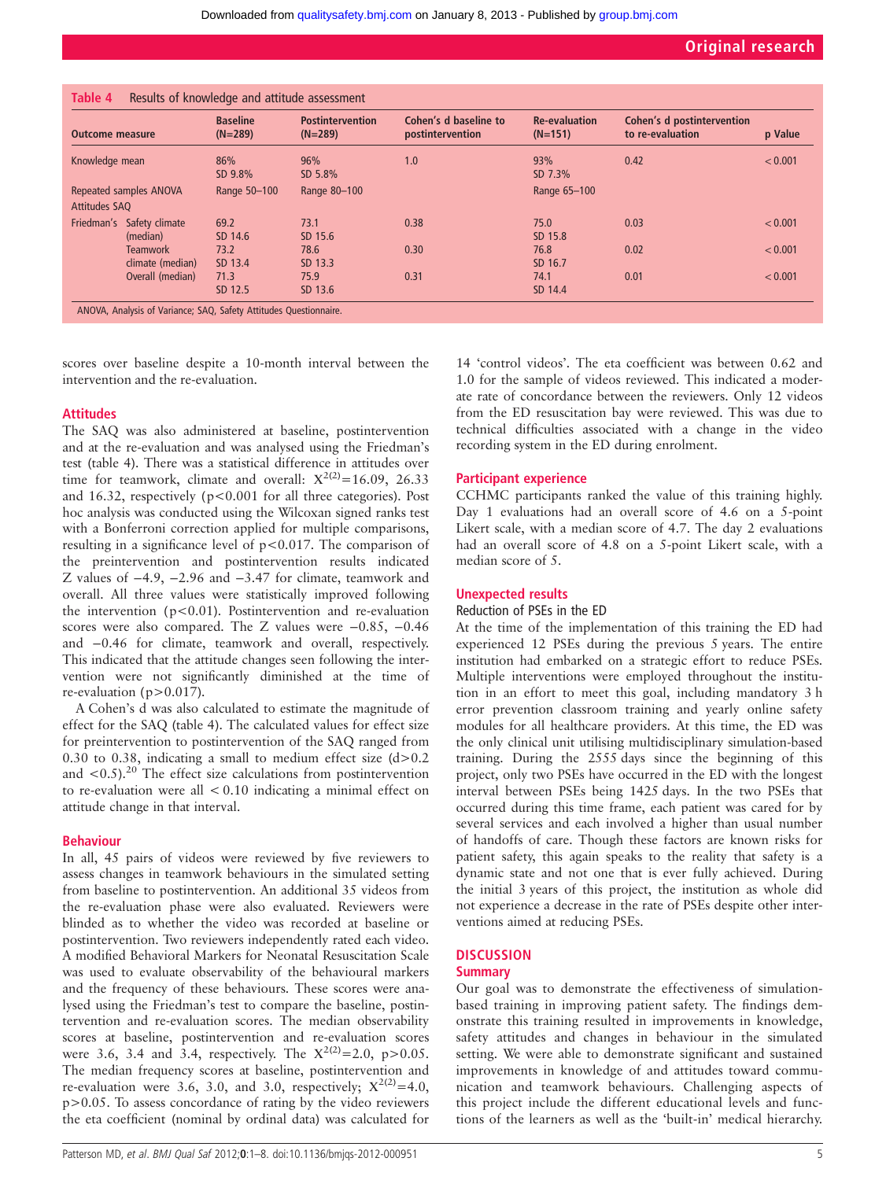**Table 4** Results of knowledge and attitude assessment

| Outcome measure | | Baseline (N=289) | Postintervention (N=289) | Cohen's d baseline to postintervention | Re-evaluation (N=151) | Cohen's d postintervention to re-evaluation | p Value |
|---|---|---|---|---|---|---|---|
| Knowledge mean | | 86% SD 9.8% | 96% SD 5.8% | 1.0 | 93% SD 7.3% | 0.42 | < 0.001 |
| Repeated samples ANOVA | | Range 50–100 | Range 80–100 | | Range 65–100 | | |
| Attitudes SAQ | | | | | | | |
| Friedman's | Safety climate (median) | 69.2 SD 14.6 | 73.1 SD 15.6 | 0.38 | 75.0 SD 15.8 | 0.03 | < 0.001 |
| | Teamwork climate (median) | 73.2 SD 13.4 | 78.6 SD 13.3 | 0.30 | 76.8 SD 16.7 | 0.02 | < 0.001 |
| | Overall (median) | 71.3 SD 12.5 | 75.9 SD 13.6 | 0.31 | 74.1 SD 14.4 | 0.01 | < 0.001 |

ANOVA, Analysis of Variance; SAQ, Safety Attitudes Questionnaire.

scores over baseline despite a 10-month interval between the intervention and the re-evaluation.

### Attitudes

The SAQ was also administered at baseline, postintervention and at the re-evaluation and was analysed using the Friedman's test (table 4). There was a statistical difference in attitudes over time for teamwork, climate and overall: $X^{2(2)}=16.09$, 26.33 and 16.32, respectively ($p<0.001$ for all three categories). Post hoc analysis was conducted using the Wilcoxan signed ranks test with a Bonferroni correction applied for multiple comparisons, resulting in a significance level of $p<0.017$. The comparison of the preintervention and postintervention results indicated Z values of −4.9, −2.96 and −3.47 for climate, teamwork and overall. All three values were statistically improved following the intervention ($p<0.01$). Postintervention and re-evaluation scores were also compared. The Z values were −0.85, −0.46 and −0.46 for climate, teamwork and overall, respectively. This indicated that the attitude changes seen following the intervention were not significantly diminished at the time of re-evaluation ($p>0.017$).

A Cohen's d was also calculated to estimate the magnitude of effect for the SAQ (table 4). The calculated values for effect size for preintervention to postintervention of the SAQ ranged from 0.30 to 0.38, indicating a small to medium effect size ($d>0.2$ and $<0.5$).[20] The effect size calculations from postintervention to re-evaluation were all $<0.10$ indicating a minimal effect on attitude change in that interval.

### Behaviour

In all, 45 pairs of videos were reviewed by five reviewers to assess changes in teamwork behaviours in the simulated setting from baseline to postintervention. An additional 35 videos from the re-evaluation phase were also evaluated. Reviewers were blinded as to whether the video was recorded at baseline or postintervention. Two reviewers independently rated each video. A modified Behavioral Markers for Neonatal Resuscitation Scale was used to evaluate observability of the behavioural markers and the frequency of these behaviours. These scores were analysed using the Friedman's test to compare the baseline, postintervention and re-evaluation scores. The median observability scores at baseline, postintervention and re-evaluation scores were 3.6, 3.4 and 3.4, respectively. The $X^{2(2)}=2.0$, $p>0.05$. The median frequency scores at baseline, postintervention and re-evaluation were 3.6, 3.0, and 3.0, respectively; $X^{2(2)}=4.0$, $p>0.05$. To assess concordance of rating by the video reviewers the eta coefficient (nominal by ordinal data) was calculated for 14 'control videos'. The eta coefficient was between 0.62 and 1.0 for the sample of videos reviewed. This indicated a moderate rate of concordance between the reviewers. Only 12 videos from the ED resuscitation bay were reviewed. This was due to technical difficulties associated with a change in the video recording system in the ED during enrolment.

### Participant experience

CCHMC participants ranked the value of this training highly. Day 1 evaluations had an overall score of 4.6 on a 5-point Likert scale, with a median score of 4.7. The day 2 evaluations had an overall score of 4.8 on a 5-point Likert scale, with a median score of 5.

### Unexpected results

#### Reduction of PSEs in the ED

At the time of the implementation of this training the ED had experienced 12 PSEs during the previous 5 years. The entire institution had embarked on a strategic effort to reduce PSEs. Multiple interventions were employed throughout the institution in an effort to meet this goal, including mandatory 3 h error prevention classroom training and yearly online safety modules for all healthcare providers. At this time, the ED was the only clinical unit utilising multidisciplinary simulation-based training. During the 2555 days since the beginning of this project, only two PSEs have occurred in the ED with the longest interval between PSEs being 1425 days. In the two PSEs that occurred during this time frame, each patient was cared for by several services and each involved a higher than usual number of handoffs of care. Though these factors are known risks for patient safety, this again speaks to the reality that safety is a dynamic state and not one that is ever fully achieved. During the initial 3 years of this project, the institution as whole did not experience a decrease in the rate of PSEs despite other interventions aimed at reducing PSEs.

## DISCUSSION

### Summary

Our goal was to demonstrate the effectiveness of simulation-based training in improving patient safety. The findings demonstrate this training resulted in improvements in knowledge, safety attitudes and changes in behaviour in the simulated setting. We were able to demonstrate significant and sustained improvements in knowledge of and attitudes toward communication and teamwork behaviours. Challenging aspects of this project include the different educational levels and functions of the learners as well as the 'built-in' medical hierarchy.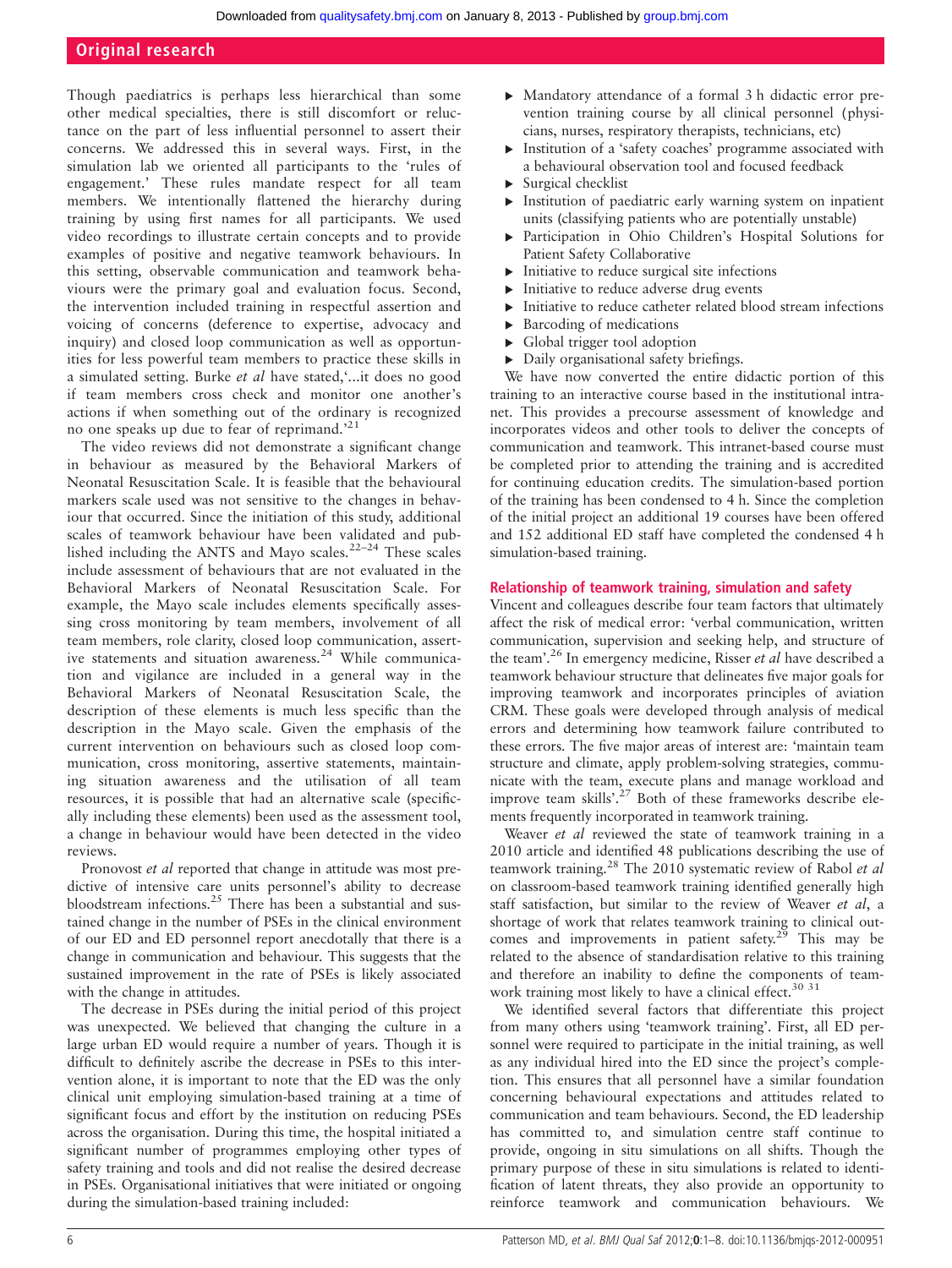Though paediatrics is perhaps less hierarchical than some other medical specialties, there is still discomfort or reluctance on the part of less influential personnel to assert their concerns. We addressed this in several ways. First, in the simulation lab we oriented all participants to the 'rules of engagement.' These rules mandate respect for all team members. We intentionally flattened the hierarchy during training by using first names for all participants. We used video recordings to illustrate certain concepts and to provide examples of positive and negative teamwork behaviours. In this setting, observable communication and teamwork behaviours were the primary goal and evaluation focus. Second, the intervention included training in respectful assertion and voicing of concerns (deference to expertise, advocacy and inquiry) and closed loop communication as well as opportunities for less powerful team members to practice these skills in a simulated setting. Burke *et al* have stated,'...it does no good if team members cross check and monitor one another's actions if when something out of the ordinary is recognized no one speaks up due to fear of reprimand.'[21]

The video reviews did not demonstrate a significant change in behaviour as measured by the Behavioral Markers of Neonatal Resuscitation Scale. It is feasible that the behavioural markers scale used was not sensitive to the changes in behaviour that occurred. Since the initiation of this study, additional scales of teamwork behaviour have been validated and published including the ANTS and Mayo scales.[22–24] These scales include assessment of behaviours that are not evaluated in the Behavioral Markers of Neonatal Resuscitation Scale. For example, the Mayo scale includes elements specifically assessing cross monitoring by team members, involvement of all team members, role clarity, closed loop communication, assertive statements and situation awareness.[24] While communication and vigilance are included in a general way in the Behavioral Markers of Neonatal Resuscitation Scale, the description of these elements is much less specific than the description in the Mayo scale. Given the emphasis of the current intervention on behaviours such as closed loop communication, cross monitoring, assertive statements, maintaining situation awareness and the utilisation of all team resources, it is possible that had an alternative scale (specifically including these elements) been used as the assessment tool, a change in behaviour would have been detected in the video reviews.

Pronovost *et al* reported that change in attitude was most predictive of intensive care units personnel's ability to decrease bloodstream infections.[25] There has been a substantial and sustained change in the number of PSEs in the clinical environment of our ED and ED personnel report anecdotally that there is a change in communication and behaviour. This suggests that the sustained improvement in the rate of PSEs is likely associated with the change in attitudes.

The decrease in PSEs during the initial period of this project was unexpected. We believed that changing the culture in a large urban ED would require a number of years. Though it is difficult to definitely ascribe the decrease in PSEs to this intervention alone, it is important to note that the ED was the only clinical unit employing simulation-based training at a time of significant focus and effort by the institution on reducing PSEs across the organisation. During this time, the hospital initiated a significant number of programmes employing other types of safety training and tools and did not realise the desired decrease in PSEs. Organisational initiatives that were initiated or ongoing during the simulation-based training included:

- Mandatory attendance of a formal 3 h didactic error prevention training course by all clinical personnel (physicians, nurses, respiratory therapists, technicians, etc)
- Institution of a 'safety coaches' programme associated with a behavioural observation tool and focused feedback
- Surgical checklist
- Institution of paediatric early warning system on inpatient units (classifying patients who are potentially unstable)
- Participation in Ohio Children's Hospital Solutions for Patient Safety Collaborative
- Initiative to reduce surgical site infections
- Initiative to reduce adverse drug events
- Initiative to reduce catheter related blood stream infections
- Barcoding of medications
- Global trigger tool adoption
- Daily organisational safety briefings.

We have now converted the entire didactic portion of this training to an interactive course based in the institutional intranet. This provides a precourse assessment of knowledge and incorporates videos and other tools to deliver the concepts of communication and teamwork. This intranet-based course must be completed prior to attending the training and is accredited for continuing education credits. The simulation-based portion of the training has been condensed to 4 h. Since the completion of the initial project an additional 19 courses have been offered and 152 additional ED staff have completed the condensed 4 h simulation-based training.

## Relationship of teamwork training, simulation and safety

Vincent and colleagues describe four team factors that ultimately affect the risk of medical error: 'verbal communication, written communication, supervision and seeking help, and structure of the team'.[26] In emergency medicine, Risser *et al* have described a teamwork behaviour structure that delineates five major goals for improving teamwork and incorporates principles of aviation CRM. These goals were developed through analysis of medical errors and determining how teamwork failure contributed to these errors. The five major areas of interest are: 'maintain team structure and climate, apply problem-solving strategies, communicate with the team, execute plans and manage workload and improve team skills'.[27] Both of these frameworks describe elements frequently incorporated in teamwork training.

Weaver *et al* reviewed the state of teamwork training in a 2010 article and identified 48 publications describing the use of teamwork training.[28] The 2010 systematic review of Rabol *et al* on classroom-based teamwork training identified generally high staff satisfaction, but similar to the review of Weaver *et al*, a shortage of work that relates teamwork training to clinical outcomes and improvements in patient safety.[29] This may be related to the absence of standardisation relative to this training and therefore an inability to define the components of teamwork training most likely to have a clinical effect.[30 31]

We identified several factors that differentiate this project from many others using 'teamwork training'. First, all ED personnel were required to participate in the initial training, as well as any individual hired into the ED since the project's completion. This ensures that all personnel have a similar foundation concerning behavioural expectations and attitudes related to communication and team behaviours. Second, the ED leadership has committed to, and simulation centre staff continue to provide, ongoing in situ simulations on all shifts. Though the primary purpose of these in situ simulations is related to identification of latent threats, they also provide an opportunity to reinforce teamwork and communication behaviours. We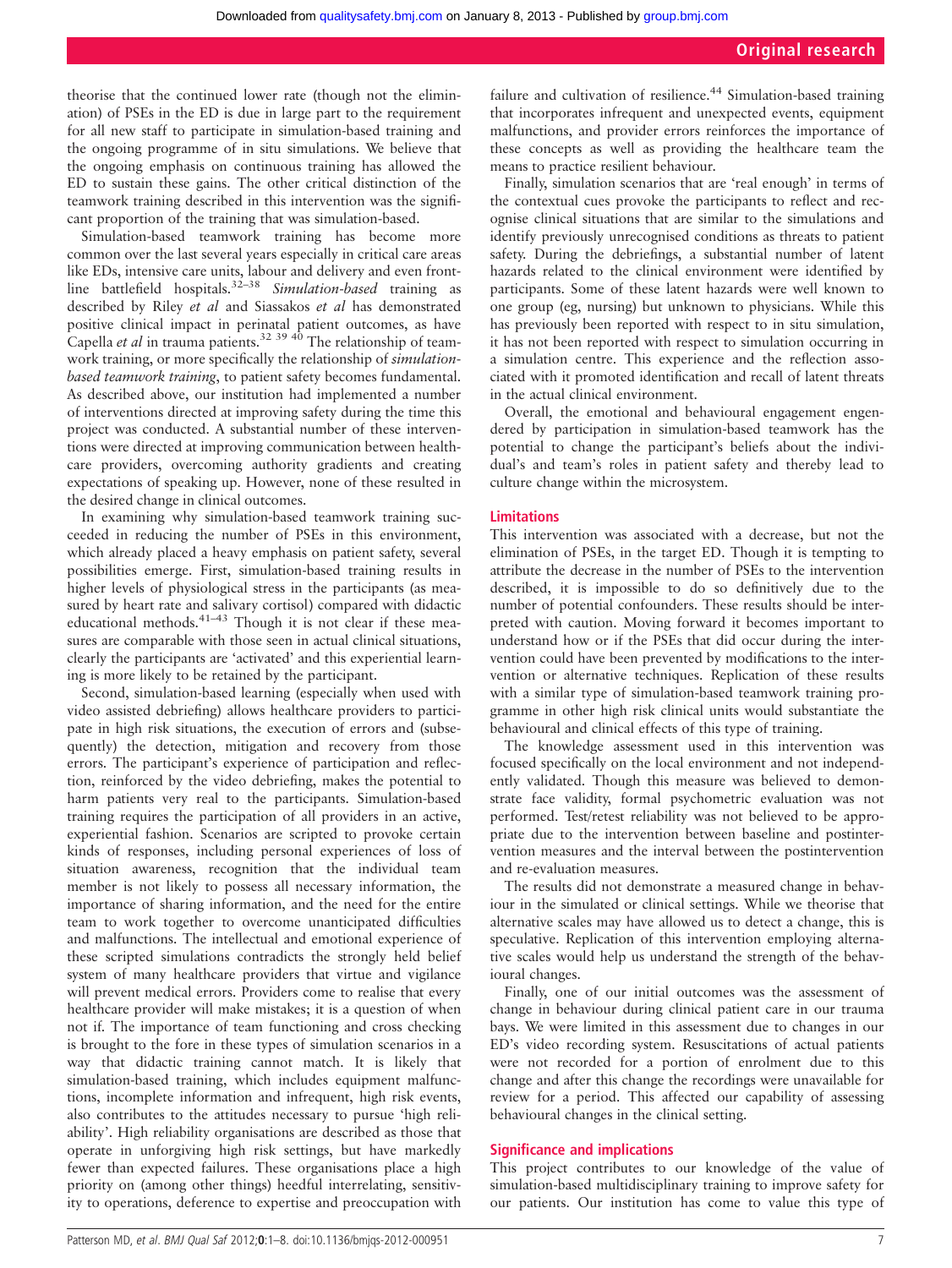theorise that the continued lower rate (though not the elimination) of PSEs in the ED is due in large part to the requirement for all new staff to participate in simulation-based training and the ongoing programme of in situ simulations. We believe that the ongoing emphasis on continuous training has allowed the ED to sustain these gains. The other critical distinction of the teamwork training described in this intervention was the significant proportion of the training that was simulation-based.

Simulation-based teamwork training has become more common over the last several years especially in critical care areas like EDs, intensive care units, labour and delivery and even frontline battlefield hospitals.[32–38] *Simulation-based* training as described by Riley *et al* and Siassakos *et al* has demonstrated positive clinical impact in perinatal patient outcomes, as have Capella *et al* in trauma patients.[32 39 40] The relationship of teamwork training, or more specifically the relationship of *simulation-based teamwork training*, to patient safety becomes fundamental. As described above, our institution had implemented a number of interventions directed at improving safety during the time this project was conducted. A substantial number of these interventions were directed at improving communication between healthcare providers, overcoming authority gradients and creating expectations of speaking up. However, none of these resulted in the desired change in clinical outcomes.

In examining why simulation-based teamwork training succeeded in reducing the number of PSEs in this environment, which already placed a heavy emphasis on patient safety, several possibilities emerge. First, simulation-based training results in higher levels of physiological stress in the participants (as measured by heart rate and salivary cortisol) compared with didactic educational methods.[41–43] Though it is not clear if these measures are comparable with those seen in actual clinical situations, clearly the participants are 'activated' and this experiential learning is more likely to be retained by the participant.

Second, simulation-based learning (especially when used with video assisted debriefing) allows healthcare providers to participate in high risk situations, the execution of errors and (subsequently) the detection, mitigation and recovery from those errors. The participant's experience of participation and reflection, reinforced by the video debriefing, makes the potential to harm patients very real to the participants. Simulation-based training requires the participation of all providers in an active, experiential fashion. Scenarios are scripted to provoke certain kinds of responses, including personal experiences of loss of situation awareness, recognition that the individual team member is not likely to possess all necessary information, the importance of sharing information, and the need for the entire team to work together to overcome unanticipated difficulties and malfunctions. The intellectual and emotional experience of these scripted simulations contradicts the strongly held belief system of many healthcare providers that virtue and vigilance will prevent medical errors. Providers come to realise that every healthcare provider will make mistakes; it is a question of when not if. The importance of team functioning and cross checking is brought to the fore in these types of simulation scenarios in a way that didactic training cannot match. It is likely that simulation-based training, which includes equipment malfunctions, incomplete information and infrequent, high risk events, also contributes to the attitudes necessary to pursue 'high reliability'. High reliability organisations are described as those that operate in unforgiving high risk settings, but have markedly fewer than expected failures. These organisations place a high priority on (among other things) heedful interrelating, sensitivity to operations, deference to expertise and preoccupation with failure and cultivation of resilience.[44] Simulation-based training that incorporates infrequent and unexpected events, equipment malfunctions, and provider errors reinforces the importance of these concepts as well as providing the healthcare team the means to practice resilient behaviour.

Finally, simulation scenarios that are 'real enough' in terms of the contextual cues provoke the participants to reflect and recognise clinical situations that are similar to the simulations and identify previously unrecognised conditions as threats to patient safety. During the debriefings, a substantial number of latent hazards related to the clinical environment were identified by participants. Some of these latent hazards were well known to one group (eg, nursing) but unknown to physicians. While this has previously been reported with respect to in situ simulation, it has not been reported with respect to simulation occurring in a simulation centre. This experience and the reflection associated with it promoted identification and recall of latent threats in the actual clinical environment.

Overall, the emotional and behavioural engagement engendered by participation in simulation-based teamwork has the potential to change the participant's beliefs about the individual's and team's roles in patient safety and thereby lead to culture change within the microsystem.

## Limitations

This intervention was associated with a decrease, but not the elimination of PSEs, in the target ED. Though it is tempting to attribute the decrease in the number of PSEs to the intervention described, it is impossible to do so definitively due to the number of potential confounders. These results should be interpreted with caution. Moving forward it becomes important to understand how or if the PSEs that did occur during the intervention could have been prevented by modifications to the intervention or alternative techniques. Replication of these results with a similar type of simulation-based teamwork training programme in other high risk clinical units would substantiate the behavioural and clinical effects of this type of training.

The knowledge assessment used in this intervention was focused specifically on the local environment and not independently validated. Though this measure was believed to demonstrate face validity, formal psychometric evaluation was not performed. Test/retest reliability was not believed to be appropriate due to the intervention between baseline and postintervention measures and the interval between the postintervention and re-evaluation measures.

The results did not demonstrate a measured change in behaviour in the simulated or clinical settings. While we theorise that alternative scales may have allowed us to detect a change, this is speculative. Replication of this intervention employing alternative scales would help us understand the strength of the behavioural changes.

Finally, one of our initial outcomes was the assessment of change in behaviour during clinical patient care in our trauma bays. We were limited in this assessment due to changes in our ED's video recording system. Resuscitations of actual patients were not recorded for a portion of enrolment due to this change and after this change the recordings were unavailable for review for a period. This affected our capability of assessing behavioural changes in the clinical setting.

## Significance and implications

This project contributes to our knowledge of the value of simulation-based multidisciplinary training to improve safety for our patients. Our institution has come to value this type of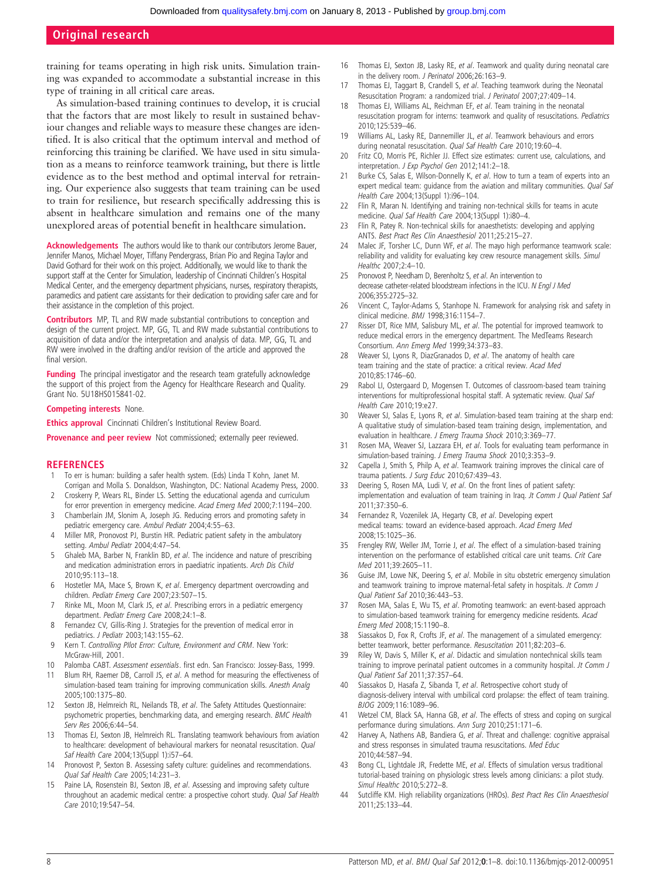training for teams operating in high risk units. Simulation training was expanded to accommodate a substantial increase in this type of training in all critical care areas.

As simulation-based training continues to develop, it is crucial that the factors that are most likely to result in sustained behaviour changes and reliable ways to measure these changes are identified. It is also critical that the optimum interval and method of reinforcing this training be clarified. We have used in situ simulation as a means to reinforce teamwork training, but there is little evidence as to the best method and optimal interval for retraining. Our experience also suggests that team training can be used to train for resilience, but research specifically addressing this is absent in healthcare simulation and remains one of the many unexplored areas of potential benefit in healthcare simulation.

**Acknowledgements** The authors would like to thank our contributors Jerome Bauer, Jennifer Manos, Michael Moyer, Tiffany Pendergrass, Brian Pio and Regina Taylor and David Gothard for their work on this project. Additionally, we would like to thank the support staff at the Center for Simulation, leadership of Cincinnati Children's Hospital Medical Center, and the emergency department physicians, nurses, respiratory therapists, paramedics and patient care assistants for their dedication to providing safer care and for their assistance in the completion of this project.

**Contributors** MP, TL and RW made substantial contributions to conception and design of the current project. MP, GG, TL and RW made substantial contributions to acquisition of data and/or the interpretation and analysis of data. MP, GG, TL and RW were involved in the drafting and/or revision of the article and approved the final version.

**Funding** The principal investigator and the research team gratefully acknowledge the support of this project from the Agency for Healthcare Research and Quality. Grant No. 5U18HS015841-02.

**Competing interests** None.

**Ethics approval** Cincinnati Children's Institutional Review Board.

**Provenance and peer review** Not commissioned; externally peer reviewed.

## REFERENCES

1. To err is human: building a safer health system. (Eds) Linda T Kohn, Janet M. Corrigan and Molla S. Donaldson, Washington, DC: National Academy Press, 2000.
2. Croskerry P, Wears RL, Binder LS. Setting the educational agenda and curriculum for error prevention in emergency medicine. *Acad Emerg Med* 2000;7:1194–200.
3. Chamberlain JM, Slonim A, Joseph JG. Reducing errors and promoting safety in pediatric emergency care. *Ambul Pediatr* 2004;4:55–63.
4. Miller MR, Pronovost PJ, Burstin HR. Pediatric patient safety in the ambulatory setting. *Ambul Pediatr* 2004;4:47–54.
5. Ghaleb MA, Barber N, Franklin BD, *et al*. The incidence and nature of prescribing and medication administration errors in paediatric inpatients. *Arch Dis Child* 2010;95:113–18.
6. Hostetler MA, Mace S, Brown K, *et al*. Emergency department overcrowding and children. *Pediatr Emerg Care* 2007;23:507–15.
7. Rinke ML, Moon M, Clark JS, *et al*. Prescribing errors in a pediatric emergency department. *Pediatr Emerg Care* 2008;24:1–8.
8. Fernandez CV, Gillis-Ring J. Strategies for the prevention of medical error in pediatrics. *J Pediatr* 2003;143:155–62.
9. Kern T. *Controlling Pilot Error: Culture, Environment and CRM*. New York: McGraw-Hill, 2001.
10. Palomba CABT. *Assessment essentials*. first edn. San Francisco: Jossey-Bass, 1999.
11. Blum RH, Raemer DB, Carroll JS, *et al*. A method for measuring the effectiveness of simulation-based team training for improving communication skills. *Anesth Analg* 2005;100:1375–80.
12. Sexton JB, Helmreich RL, Neilands TB, *et al*. The Safety Attitudes Questionnaire: psychometric properties, benchmarking data, and emerging research. *BMC Health Serv Res* 2006;6:44–54.
13. Thomas EJ, Sexton JB, Helmreich RL. Translating teamwork behaviours from aviation to healthcare: development of behavioural markers for neonatal resuscitation. *Qual Saf Health Care* 2004;13(Suppl 1):i57–64.
14. Pronovost P, Sexton B. Assessing safety culture: guidelines and recommendations. *Qual Saf Health Care* 2005;14:231–3.
15. Paine LA, Rosenstein BJ, Sexton JB, *et al*. Assessing and improving safety culture throughout an academic medical centre: a prospective cohort study. *Qual Saf Health Care* 2010;19:547–54.
16. Thomas EJ, Sexton JB, Lasky RE, *et al*. Teamwork and quality during neonatal care in the delivery room. *J Perinatol* 2006;26:163–9.
17. Thomas EJ, Taggart B, Crandell S, *et al*. Teaching teamwork during the Neonatal Resuscitation Program: a randomized trial. *J Perinatol* 2007;27:409–14.
18. Thomas EJ, Williams AL, Reichman EF, *et al*. Team training in the neonatal resuscitation program for interns: teamwork and quality of resuscitations. *Pediatrics* 2010;125:539–46.
19. Williams AL, Lasky RE, Dannemiller JL, *et al*. Teamwork behaviours and errors during neonatal resuscitation. *Qual Saf Health Care* 2010;19:60–4.
20. Fritz CO, Morris PE, Richler JJ. Effect size estimates: current use, calculations, and interpretation. *J Exp Psychol Gen* 2012;141:2–18.
21. Burke CS, Salas E, Wilson-Donnelly K, *et al*. How to turn a team of experts into an expert medical team: guidance from the aviation and military communities. *Qual Saf Health Care* 2004;13(Suppl 1):i96–104.
22. Flin R, Maran N. Identifying and training non-technical skills for teams in acute medicine. *Qual Saf Health Care* 2004;13(Suppl 1):i80–4.
23. Flin R, Patey R. Non-technical skills for anaesthetists: developing and applying ANTS. *Best Pract Res Clin Anaesthesiol* 2011;25:215–27.
24. Malec JF, Torsher LC, Dunn WF, *et al*. The mayo high performance teamwork scale: reliability and validity for evaluating key crew resource management skills. *Simul Healthc* 2007;2:4–10.
25. Pronovost P, Needham D, Berenholtz S, *et al*. An intervention to decrease catheter-related bloodstream infections in the ICU. *N Engl J Med* 2006;355:2725–32.
26. Vincent C, Taylor-Adams S, Stanhope N. Framework for analysing risk and safety in clinical medicine. *BMJ* 1998;316:1154–7.
27. Risser DT, Rice MM, Salisbury ML, *et al*. The potential for improved teamwork to reduce medical errors in the emergency department. The MedTeams Research Consortium. *Ann Emerg Med* 1999;34:373–83.
28. Weaver SJ, Lyons R, DiazGranados D, *et al*. The anatomy of health care team training and the state of practice: a critical review. *Acad Med* 2010;85:1746–60.
29. Rabol LI, Ostergaard D, Mogensen T. Outcomes of classroom-based team training interventions for multiprofessional hospital staff. A systematic review. *Qual Saf Health Care* 2010;19:e27.
30. Weaver SJ, Salas E, Lyons R, *et al*. Simulation-based team training at the sharp end: A qualitative study of simulation-based team training design, implementation, and evaluation in healthcare. *J Emerg Trauma Shock* 2010;3:369–77.
31. Rosen MA, Weaver SJ, Lazzara EH, *et al*. Tools for evaluating team performance in simulation-based training. *J Emerg Trauma Shock* 2010;3:353–9.
32. Capella J, Smith S, Philp A, *et al*. Teamwork training improves the clinical care of trauma patients. *J Surg Educ* 2010;67:439–43.
33. Deering S, Rosen MA, Ludi V, *et al*. On the front lines of patient safety: implementation and evaluation of team training in Iraq. *Jt Comm J Qual Patient Saf* 2011;37:350–6.
34. Fernandez R, Vozenilek JA, Hegarty CB, *et al*. Developing expert medical teams: toward an evidence-based approach. *Acad Emerg Med* 2008;15:1025–36.
35. Frengley RW, Weller JM, Torrie J, *et al*. The effect of a simulation-based training intervention on the performance of established critical care unit teams. *Crit Care Med* 2011;39:2605–11.
36. Guise JM, Lowe NK, Deering S, *et al*. Mobile in situ obstetric emergency simulation and teamwork training to improve maternal-fetal safety in hospitals. *Jt Comm J Qual Patient Saf* 2010;36:443–53.
37. Rosen MA, Salas E, Wu TS, *et al*. Promoting teamwork: an event-based approach to simulation-based teamwork training for emergency medicine residents. *Acad Emerg Med* 2008;15:1190–8.
38. Siassakos D, Fox R, Crofts JF, *et al*. The management of a simulated emergency: better teamwork, better performance. *Resuscitation* 2011;82:203–6.
39. Riley W, Davis S, Miller K, *et al*. Didactic and simulation nontechnical skills team training to improve perinatal patient outcomes in a community hospital. *Jt Comm J Qual Patient Saf* 2011;37:357–64.
40. Siassakos D, Hasafa Z, Sibanda T, *et al*. Retrospective cohort study of diagnosis-delivery interval with umbilical cord prolapse: the effect of team training. *BJOG* 2009;116:1089–96.
41. Wetzel CM, Black SA, Hanna GB, *et al*. The effects of stress and coping on surgical performance during simulations. *Ann Surg* 2010;251:171–6.
42. Harvey A, Nathens AB, Bandiera G, *et al*. Threat and challenge: cognitive appraisal and stress responses in simulated trauma resuscitations. *Med Educ* 2010;44:587–94.
43. Bong CL, Lightdale JR, Fredette ME, *et al*. Effects of simulation versus traditional tutorial-based training on physiologic stress levels among clinicians: a pilot study. *Simul Healthc* 2010;5:272–8.
44. Sutcliffe KM. High reliability organizations (HROs). *Best Pract Res Clin Anaesthesiol* 2011;25:133–44.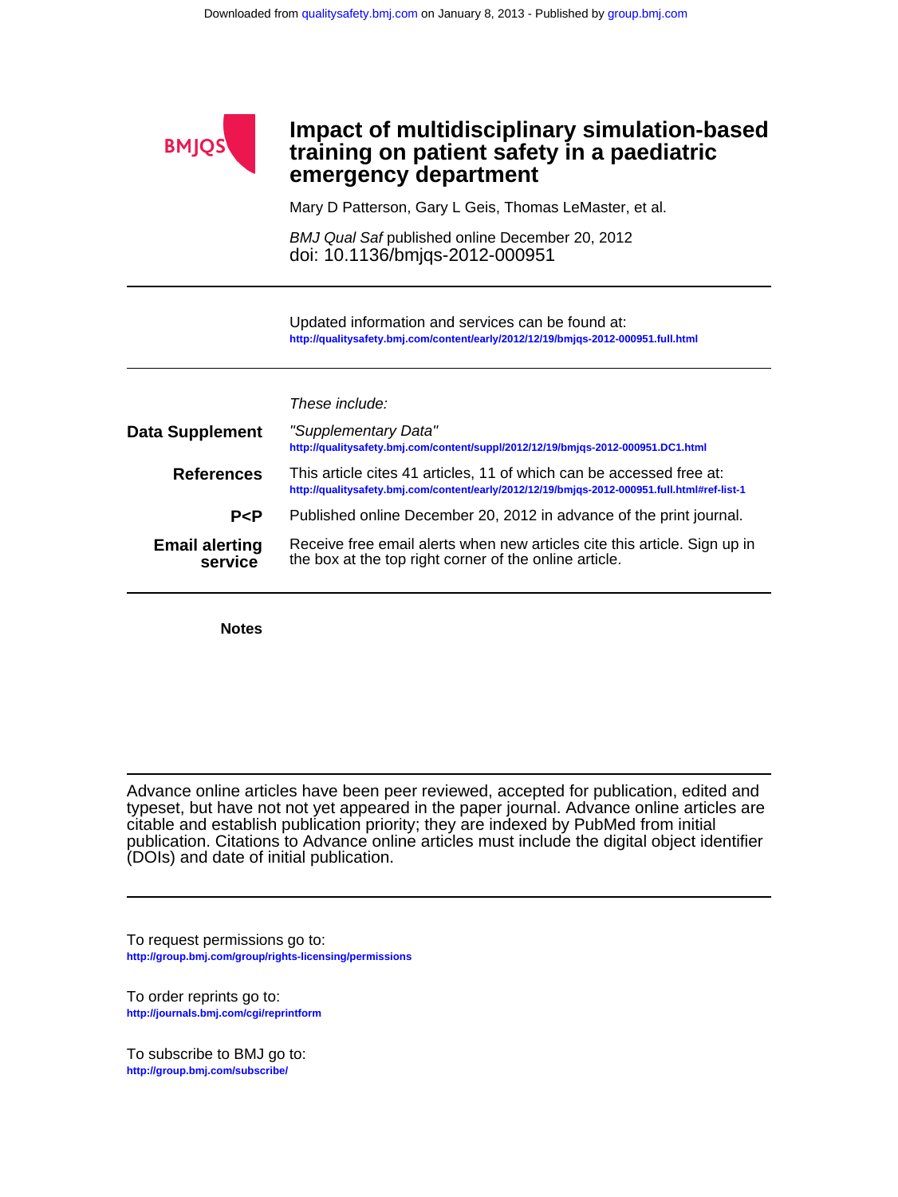Downloaded from qualitysafety.bmj.com on January 8, 2013 - Published by group.bmj.com

BMJQS

# Impact of multidisciplinary simulation-based training on patient safety in a paediatric emergency department

Mary D Patterson, Gary L Geis, Thomas LeMaster, et al.

*BMJ Qual Saf* published online December 20, 2012
doi: 10.1136/bmjqs-2012-000951

---

Updated information and services can be found at:
http://qualitysafety.bmj.com/content/early/2012/12/19/bmjqs-2012-000951.full.html

---

*These include:*

**Data Supplement**
*"Supplementary Data"*
http://qualitysafety.bmj.com/content/suppl/2012/12/19/bmjqs-2012-000951.DC1.html

**References**
This article cites 41 articles, 11 of which can be accessed free at:
http://qualitysafety.bmj.com/content/early/2012/12/19/bmjqs-2012-000951.full.html#ref-list-1

**P<P**
Published online December 20, 2012 in advance of the print journal.

**Email alerting service**
Receive free email alerts when new articles cite this article. Sign up in the box at the top right corner of the online article.

---

**Notes**

---

Advance online articles have been peer reviewed, accepted for publication, edited and typeset, but have not not yet appeared in the paper journal. Advance online articles are citable and establish publication priority; they are indexed by PubMed from initial publication. Citations to Advance online articles must include the digital object identifier (DOIs) and date of initial publication.

---

To request permissions go to:
http://group.bmj.com/group/rights-licensing/permissions

To order reprints go to:
http://journals.bmj.com/cgi/reprintform

To subscribe to BMJ go to:
http://group.bmj.com/subscribe/